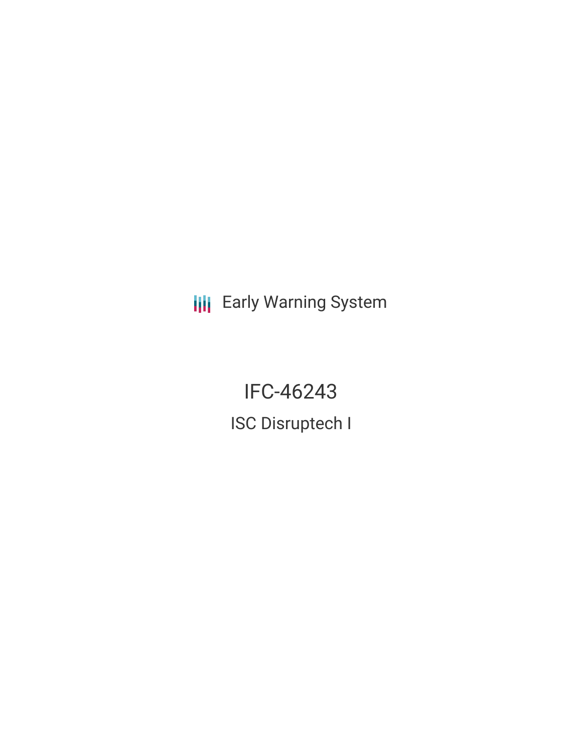Early Warning System

# IFC-46243

## ISC Disruptech I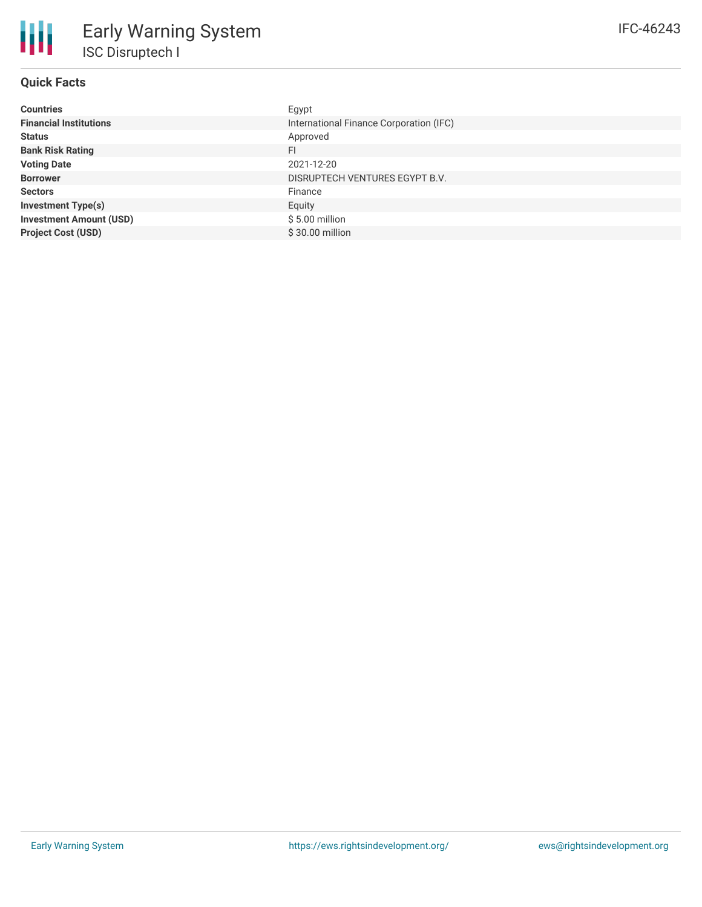# Early Warning System

## ISC Disruptech I

IFC-46243

### Quick Facts

| | |
|---|---|
| **Countries** | Egypt |
| **Financial Institutions** | International Finance Corporation (IFC) |
| **Status** | Approved |
| **Bank Risk Rating** | FI |
| **Voting Date** | 2021-12-20 |
| **Borrower** | DISRUPTECH VENTURES EGYPT B.V. |
| **Sectors** | Finance |
| **Investment Type(s)** | Equity |
| **Investment Amount (USD)** | $ 5.00 million |
| **Project Cost (USD)** | $ 30.00 million |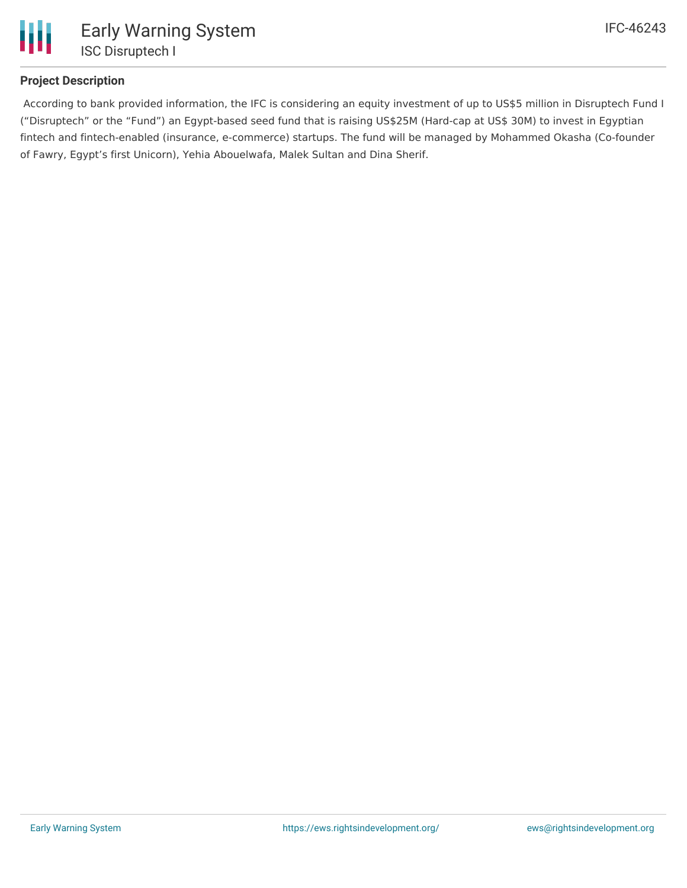## Project Description

According to bank provided information, the IFC is considering an equity investment of up to US$5 million in Disruptech Fund I ("Disruptech" or the "Fund") an Egypt-based seed fund that is raising US$25M (Hard-cap at US$ 30M) to invest in Egyptian fintech and fintech-enabled (insurance, e-commerce) startups. The fund will be managed by Mohammed Okasha (Co-founder of Fawry, Egypt's first Unicorn), Yehia Abouelwafa, Malek Sultan and Dina Sherif.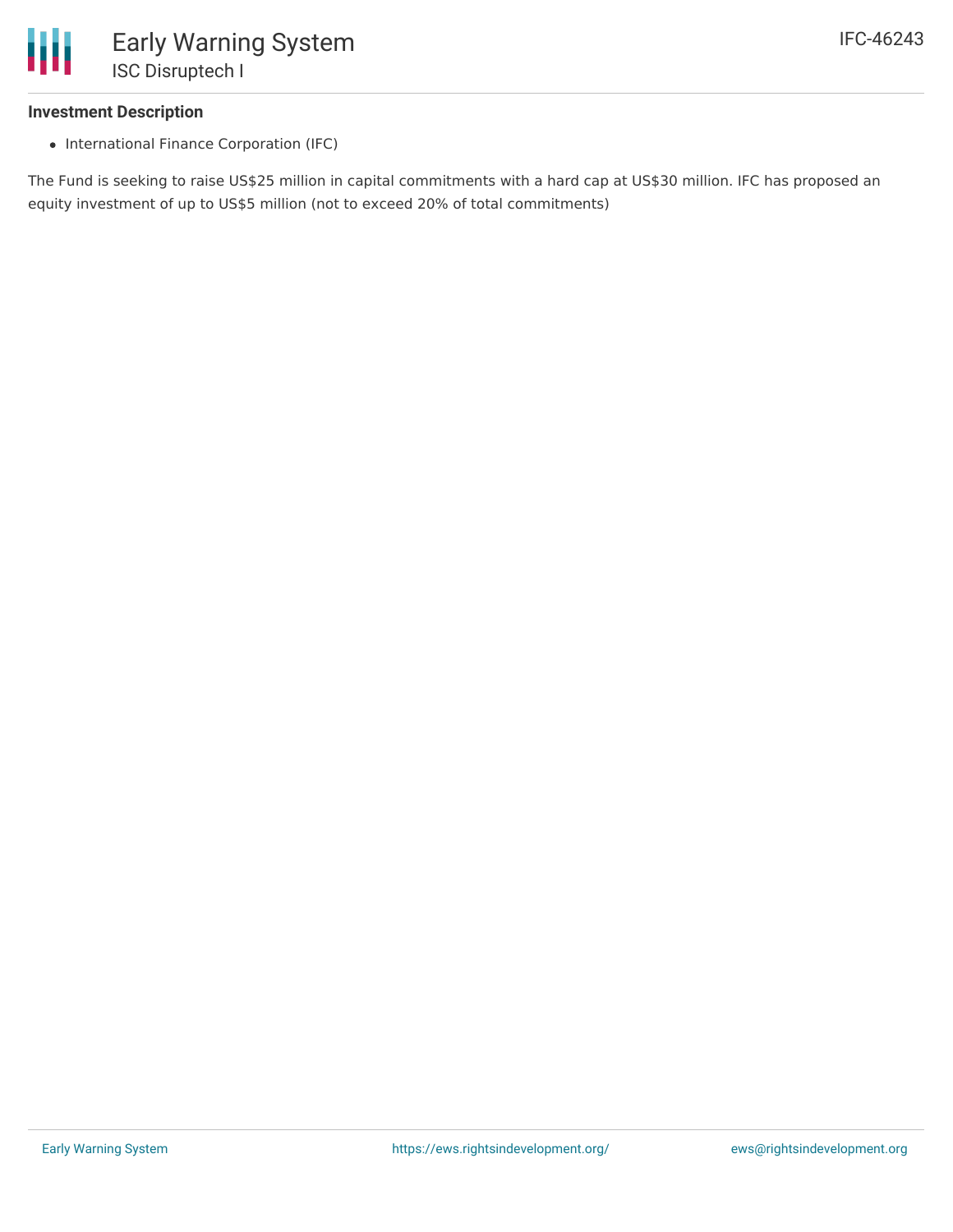### Investment Description

- International Finance Corporation (IFC)

The Fund is seeking to raise US$25 million in capital commitments with a hard cap at US$30 million. IFC has proposed an equity investment of up to US$5 million (not to exceed 20% of total commitments)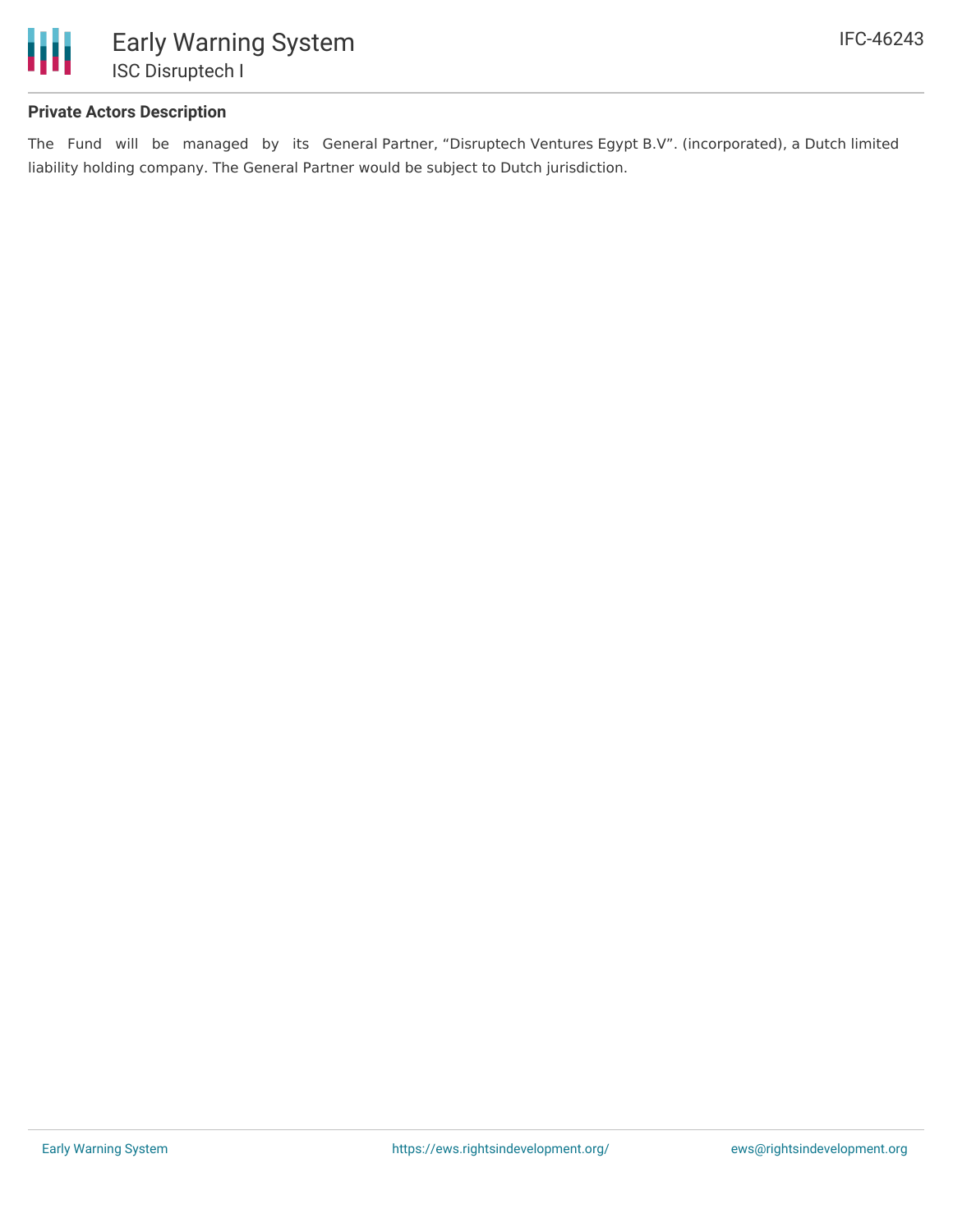### Private Actors Description

The Fund will be managed by its General Partner, “Disruptech Ventures Egypt B.V”. (incorporated), a Dutch limited liability holding company. The General Partner would be subject to Dutch jurisdiction.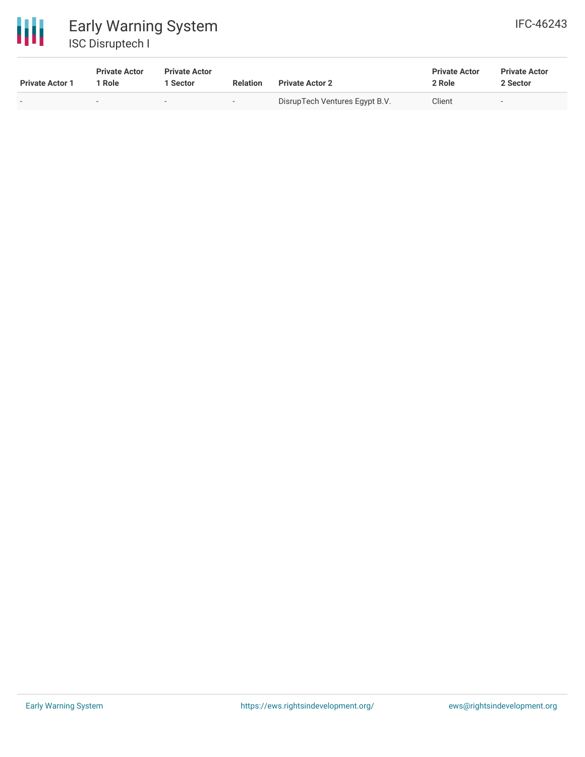| Private Actor 1 | Private Actor 1 Role | Private Actor 1 Sector | Relation | Private Actor 2 | Private Actor 2 Role | Private Actor 2 Sector |
|---|---|---|---|---|---|---|
| - | - | - | - | DisrupTech Ventures Egypt B.V. | Client | - |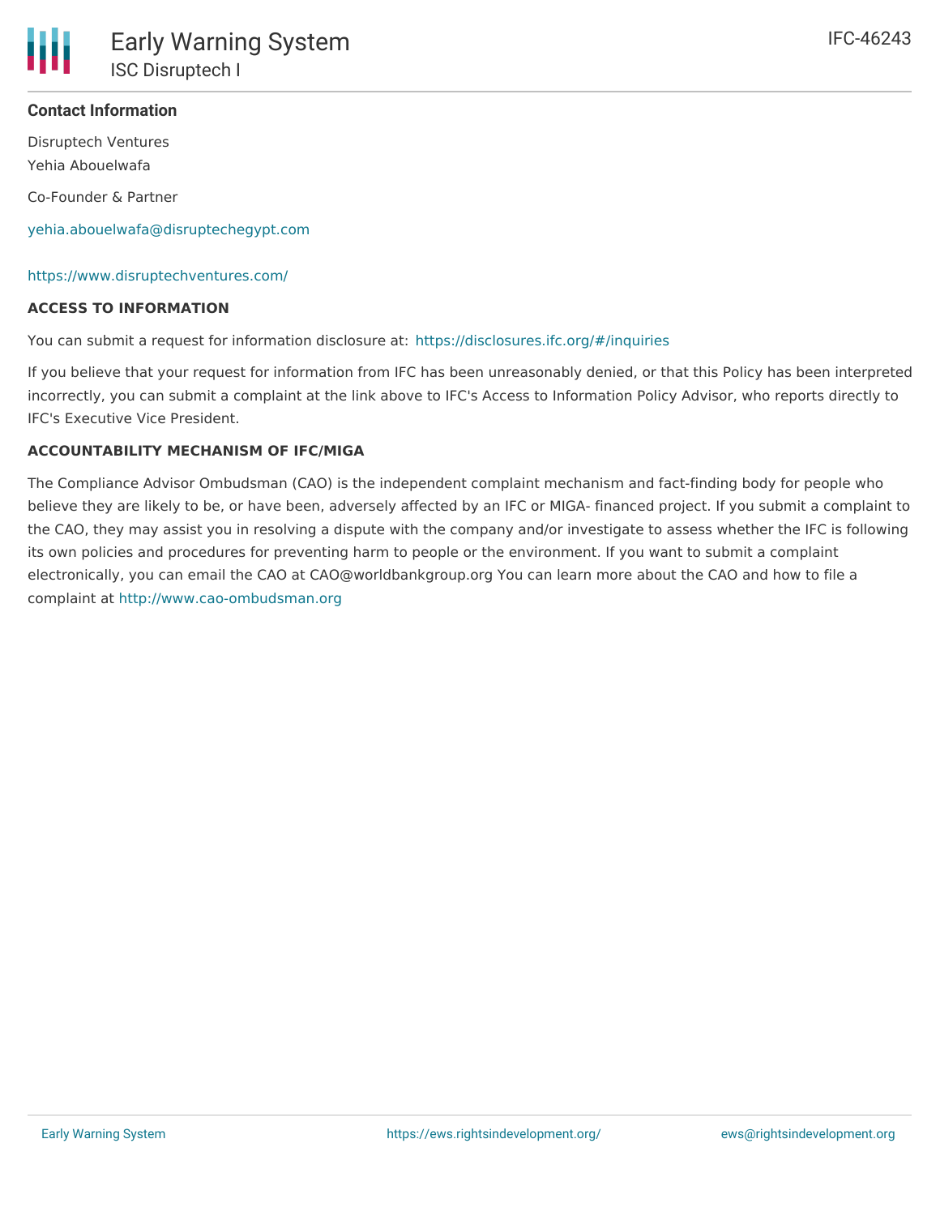**Contact Information**

Disruptech Ventures
Yehia Abouelwafa

Co-Founder & Partner

yehia.abouelwafa@disruptechegypt.com

https://www.disruptechventures.com/

**ACCESS TO INFORMATION**

You can submit a request for information disclosure at: https://disclosures.ifc.org/#/inquiries

If you believe that your request for information from IFC has been unreasonably denied, or that this Policy has been interpreted incorrectly, you can submit a complaint at the link above to IFC's Access to Information Policy Advisor, who reports directly to IFC's Executive Vice President.

**ACCOUNTABILITY MECHANISM OF IFC/MIGA**

The Compliance Advisor Ombudsman (CAO) is the independent complaint mechanism and fact-finding body for people who believe they are likely to be, or have been, adversely affected by an IFC or MIGA- financed project. If you submit a complaint to the CAO, they may assist you in resolving a dispute with the company and/or investigate to assess whether the IFC is following its own policies and procedures for preventing harm to people or the environment. If you want to submit a complaint electronically, you can email the CAO at CAO@worldbankgroup.org You can learn more about the CAO and how to file a complaint at http://www.cao-ombudsman.org